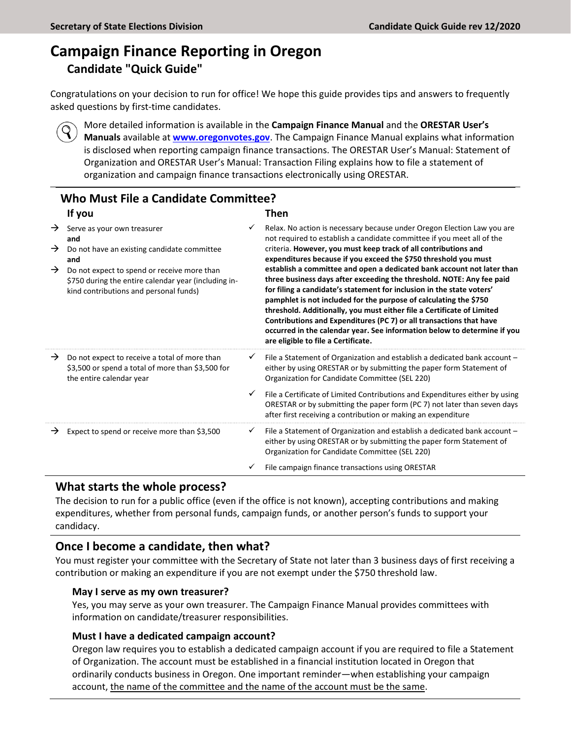# Campaign Finance Reporting in Oregon

## Candidate "Quick Guide"

Congratulations on your decision to run for office! We hope this guide provides tips and answers to frequently asked questions by first-time candidates.

More detailed information is available in the **Campaign Finance Manual** and the **ORESTAR User's Manuals** available at **[www.oregonvotes.gov](http://www.oregonvotes.gov)**. The Campaign Finance Manual explains what information is disclosed when reporting campaign finance transactions. The ORESTAR User's Manual: Statement of Organization and ORESTAR User's Manual: Transaction Filing explains how to file a statement of organization and campaign finance transactions electronically using ORESTAR.

## Who Must File a Candidate Committee?

| If you | Then |
|---|---|
| → Serve as your own treasurer **and** → Do not have an existing candidate committee **and** → Do not expect to spend or receive more than $750 during the entire calendar year (including in-kind contributions and personal funds) | ✓ Relax. No action is necessary because under Oregon Election Law you are not required to establish a candidate committee if you meet all of the criteria. **However, you must keep track of all contributions and expenditures because if you exceed the $750 threshold you must establish a committee and open a dedicated bank account not later than three business days after exceeding the threshold. NOTE: Any fee paid for filing a candidate's statement for inclusion in the state voters' pamphlet is not included for the purpose of calculating the $750 threshold. Additionally, you must either file a Certificate of Limited Contributions and Expenditures (PC 7) or all transactions that have occurred in the calendar year. See information below to determine if you are eligible to file a Certificate.** |
| → Do not expect to receive a total of more than $3,500 or spend a total of more than $3,500 for the entire calendar year | ✓ File a Statement of Organization and establish a dedicated bank account – either by using ORESTAR or by submitting the paper form Statement of Organization for Candidate Committee (SEL 220) ✓ File a Certificate of Limited Contributions and Expenditures either by using ORESTAR or by submitting the paper form (PC 7) not later than seven days after first receiving a contribution or making an expenditure |
| → Expect to spend or receive more than $3,500 | ✓ File a Statement of Organization and establish a dedicated bank account – either by using ORESTAR or by submitting the paper form Statement of Organization for Candidate Committee (SEL 220) ✓ File campaign finance transactions using ORESTAR |

## What starts the whole process?

The decision to run for a public office (even if the office is not known), accepting contributions and making expenditures, whether from personal funds, campaign funds, or another person's funds to support your candidacy.

## Once I become a candidate, then what?

You must register your committee with the Secretary of State not later than 3 business days of first receiving a contribution or making an expenditure if you are not exempt under the $750 threshold law.

### May I serve as my own treasurer?

Yes, you may serve as your own treasurer. The Campaign Finance Manual provides committees with information on candidate/treasurer responsibilities.

### Must I have a dedicated campaign account?

Oregon law requires you to establish a dedicated campaign account if you are required to file a Statement of Organization. The account must be established in a financial institution located in Oregon that ordinarily conducts business in Oregon. One important reminder—when establishing your campaign account, the name of the committee and the name of the account must be the same.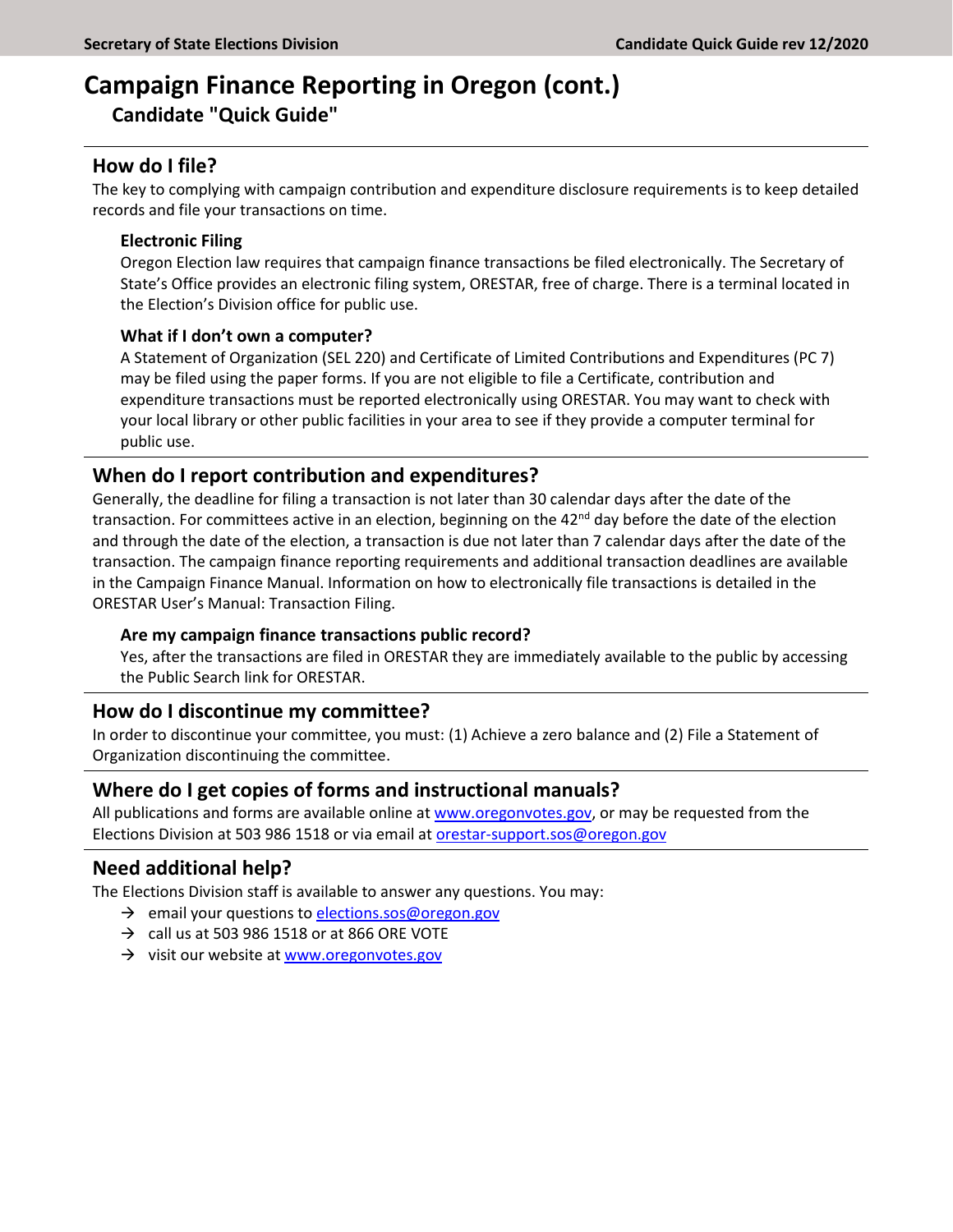# Campaign Finance Reporting in Oregon (cont.)

## Candidate "Quick Guide"

## How do I file?

The key to complying with campaign contribution and expenditure disclosure requirements is to keep detailed records and file your transactions on time.

### Electronic Filing

Oregon Election law requires that campaign finance transactions be filed electronically. The Secretary of State's Office provides an electronic filing system, ORESTAR, free of charge. There is a terminal located in the Election's Division office for public use.

### What if I don't own a computer?

A Statement of Organization (SEL 220) and Certificate of Limited Contributions and Expenditures (PC 7) may be filed using the paper forms. If you are not eligible to file a Certificate, contribution and expenditure transactions must be reported electronically using ORESTAR. You may want to check with your local library or other public facilities in your area to see if they provide a computer terminal for public use.

## When do I report contribution and expenditures?

Generally, the deadline for filing a transaction is not later than 30 calendar days after the date of the transaction. For committees active in an election, beginning on the 42nd day before the date of the election and through the date of the election, a transaction is due not later than 7 calendar days after the date of the transaction. The campaign finance reporting requirements and additional transaction deadlines are available in the Campaign Finance Manual. Information on how to electronically file transactions is detailed in the ORESTAR User's Manual: Transaction Filing.

### Are my campaign finance transactions public record?

Yes, after the transactions are filed in ORESTAR they are immediately available to the public by accessing the Public Search link for ORESTAR.

## How do I discontinue my committee?

In order to discontinue your committee, you must: (1) Achieve a zero balance and (2) File a Statement of Organization discontinuing the committee.

## Where do I get copies of forms and instructional manuals?

All publications and forms are available online at [www.oregonvotes.gov](http://www.oregonvotes.gov), or may be requested from the Elections Division at 503 986 1518 or via email at [orestar-support.sos@oregon.gov](mailto:orestar-support.sos@oregon.gov)

## Need additional help?

The Elections Division staff is available to answer any questions. You may:

- → email your questions to [elections.sos@oregon.gov](mailto:elections.sos@oregon.gov)
- → call us at 503 986 1518 or at 866 ORE VOTE
- → visit our website at [www.oregonvotes.gov](http://www.oregonvotes.gov)